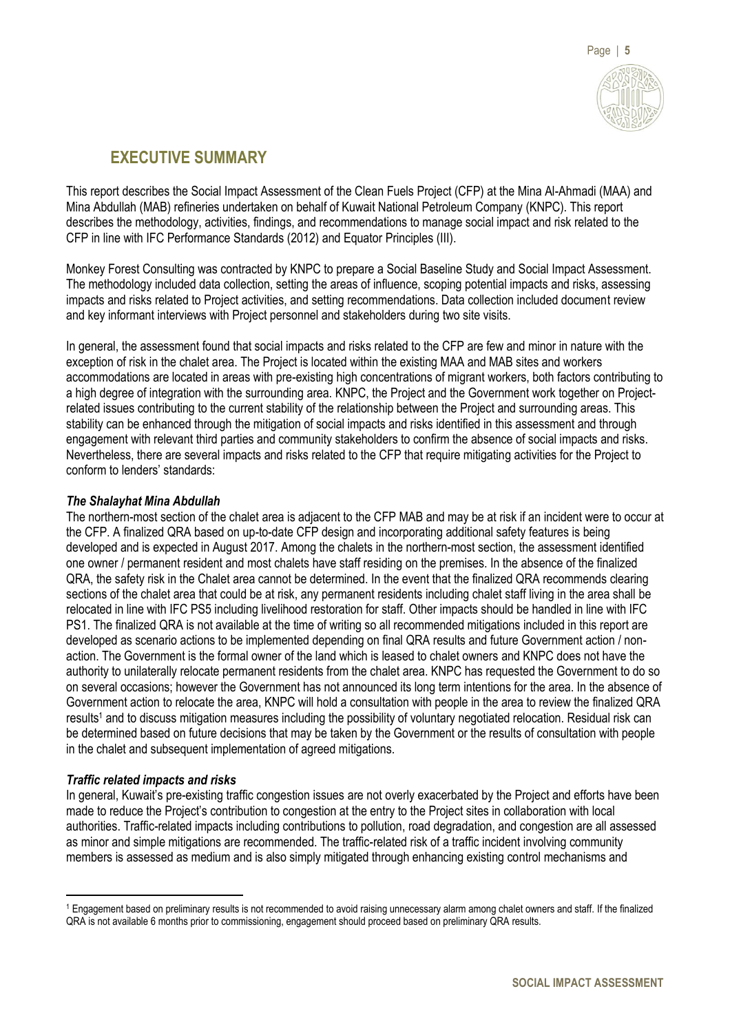# EXECUTIVE SUMMARY

This report describes the Social Impact Assessment of the Clean Fuels Project (CFP) at the Mina Al-Ahmadi (MAA) and Mina Abdullah (MAB) refineries undertaken on behalf of Kuwait National Petroleum Company (KNPC). This report describes the methodology, activities, findings, and recommendations to manage social impact and risk related to the CFP in line with IFC Performance Standards (2012) and Equator Principles (III).

Monkey Forest Consulting was contracted by KNPC to prepare a Social Baseline Study and Social Impact Assessment. The methodology included data collection, setting the areas of influence, scoping potential impacts and risks, assessing impacts and risks related to Project activities, and setting recommendations. Data collection included document review and key informant interviews with Project personnel and stakeholders during two site visits.

In general, the assessment found that social impacts and risks related to the CFP are few and minor in nature with the exception of risk in the chalet area. The Project is located within the existing MAA and MAB sites and workers accommodations are located in areas with pre-existing high concentrations of migrant workers, both factors contributing to a high degree of integration with the surrounding area. KNPC, the Project and the Government work together on Project-related issues contributing to the current stability of the relationship between the Project and surrounding areas. This stability can be enhanced through the mitigation of social impacts and risks identified in this assessment and through engagement with relevant third parties and community stakeholders to confirm the absence of social impacts and risks. Nevertheless, there are several impacts and risks related to the CFP that require mitigating activities for the Project to conform to lenders' standards:

### *The Shalayhat Mina Abdullah*

The northern-most section of the chalet area is adjacent to the CFP MAB and may be at risk if an incident were to occur at the CFP. A finalized QRA based on up-to-date CFP design and incorporating additional safety features is being developed and is expected in August 2017. Among the chalets in the northern-most section, the assessment identified one owner / permanent resident and most chalets have staff residing on the premises. In the absence of the finalized QRA, the safety risk in the Chalet area cannot be determined. In the event that the finalized QRA recommends clearing sections of the chalet area that could be at risk, any permanent residents including chalet staff living in the area shall be relocated in line with IFC PS5 including livelihood restoration for staff. Other impacts should be handled in line with IFC PS1. The finalized QRA is not available at the time of writing so all recommended mitigations included in this report are developed as scenario actions to be implemented depending on final QRA results and future Government action / non-action. The Government is the formal owner of the land which is leased to chalet owners and KNPC does not have the authority to unilaterally relocate permanent residents from the chalet area. KNPC has requested the Government to do so on several occasions; however the Government has not announced its long term intentions for the area. In the absence of Government action to relocate the area, KNPC will hold a consultation with people in the area to review the finalized QRA results[1] and to discuss mitigation measures including the possibility of voluntary negotiated relocation. Residual risk can be determined based on future decisions that may be taken by the Government or the results of consultation with people in the chalet and subsequent implementation of agreed mitigations.

### *Traffic related impacts and risks*

In general, Kuwait's pre-existing traffic congestion issues are not overly exacerbated by the Project and efforts have been made to reduce the Project's contribution to congestion at the entry to the Project sites in collaboration with local authorities. Traffic-related impacts including contributions to pollution, road degradation, and congestion are all assessed as minor and simple mitigations are recommended. The traffic-related risk of a traffic incident involving community members is assessed as medium and is also simply mitigated through enhancing existing control mechanisms and

[1] Engagement based on preliminary results is not recommended to avoid raising unnecessary alarm among chalet owners and staff. If the finalized QRA is not available 6 months prior to commissioning, engagement should proceed based on preliminary QRA results.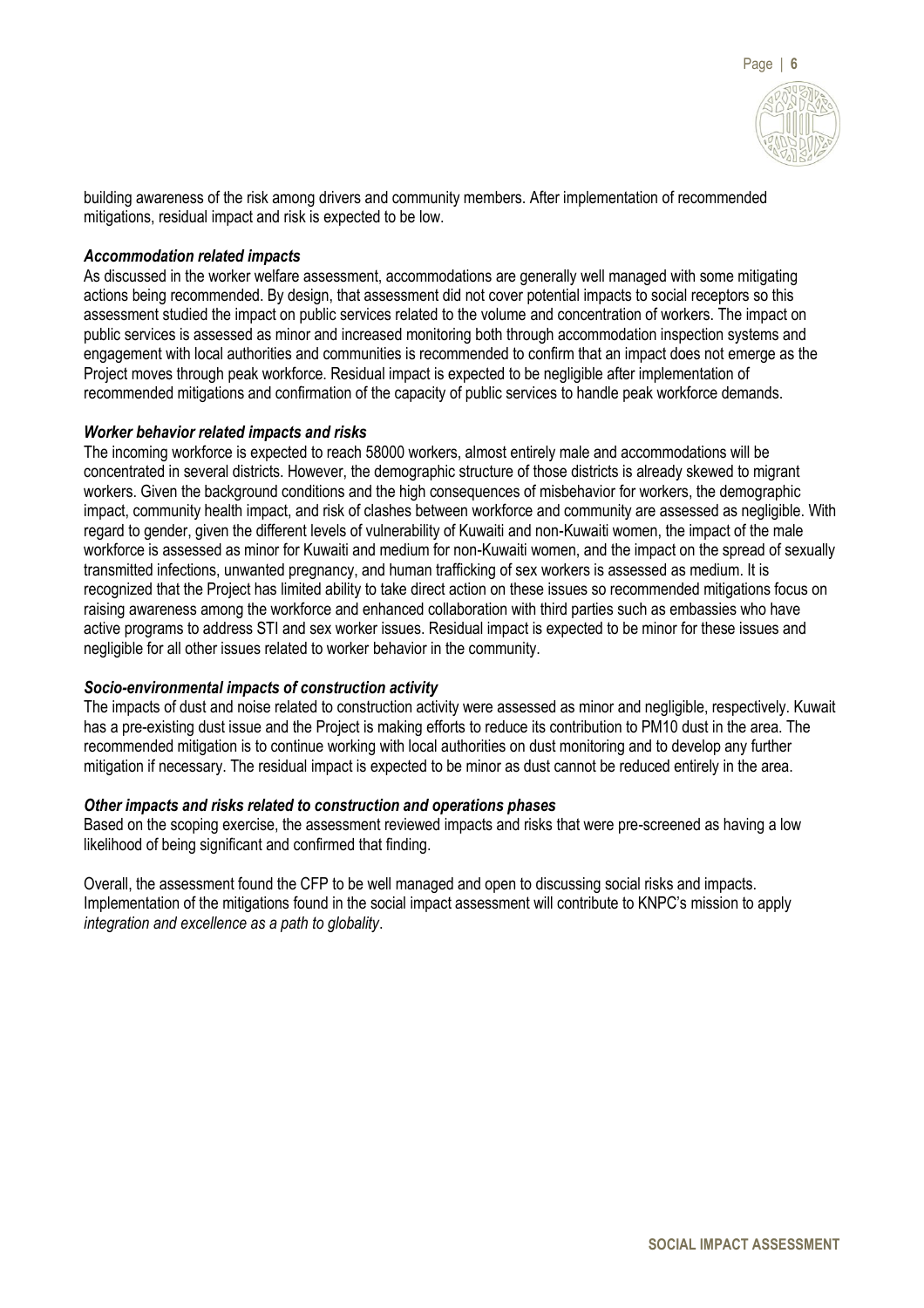building awareness of the risk among drivers and community members. After implementation of recommended mitigations, residual impact and risk is expected to be low.

***Accommodation related impacts***

As discussed in the worker welfare assessment, accommodations are generally well managed with some mitigating actions being recommended. By design, that assessment did not cover potential impacts to social receptors so this assessment studied the impact on public services related to the volume and concentration of workers. The impact on public services is assessed as minor and increased monitoring both through accommodation inspection systems and engagement with local authorities and communities is recommended to confirm that an impact does not emerge as the Project moves through peak workforce. Residual impact is expected to be negligible after implementation of recommended mitigations and confirmation of the capacity of public services to handle peak workforce demands.

***Worker behavior related impacts and risks***

The incoming workforce is expected to reach 58000 workers, almost entirely male and accommodations will be concentrated in several districts. However, the demographic structure of those districts is already skewed to migrant workers. Given the background conditions and the high consequences of misbehavior for workers, the demographic impact, community health impact, and risk of clashes between workforce and community are assessed as negligible. With regard to gender, given the different levels of vulnerability of Kuwaiti and non-Kuwaiti women, the impact of the male workforce is assessed as minor for Kuwaiti and medium for non-Kuwaiti women, and the impact on the spread of sexually transmitted infections, unwanted pregnancy, and human trafficking of sex workers is assessed as medium. It is recognized that the Project has limited ability to take direct action on these issues so recommended mitigations focus on raising awareness among the workforce and enhanced collaboration with third parties such as embassies who have active programs to address STI and sex worker issues. Residual impact is expected to be minor for these issues and negligible for all other issues related to worker behavior in the community.

***Socio-environmental impacts of construction activity***

The impacts of dust and noise related to construction activity were assessed as minor and negligible, respectively. Kuwait has a pre-existing dust issue and the Project is making efforts to reduce its contribution to PM10 dust in the area. The recommended mitigation is to continue working with local authorities on dust monitoring and to develop any further mitigation if necessary. The residual impact is expected to be minor as dust cannot be reduced entirely in the area.

***Other impacts and risks related to construction and operations phases***

Based on the scoping exercise, the assessment reviewed impacts and risks that were pre-screened as having a low likelihood of being significant and confirmed that finding.

Overall, the assessment found the CFP to be well managed and open to discussing social risks and impacts. Implementation of the mitigations found in the social impact assessment will contribute to KNPC's mission to apply *integration and excellence as a path to globality*.